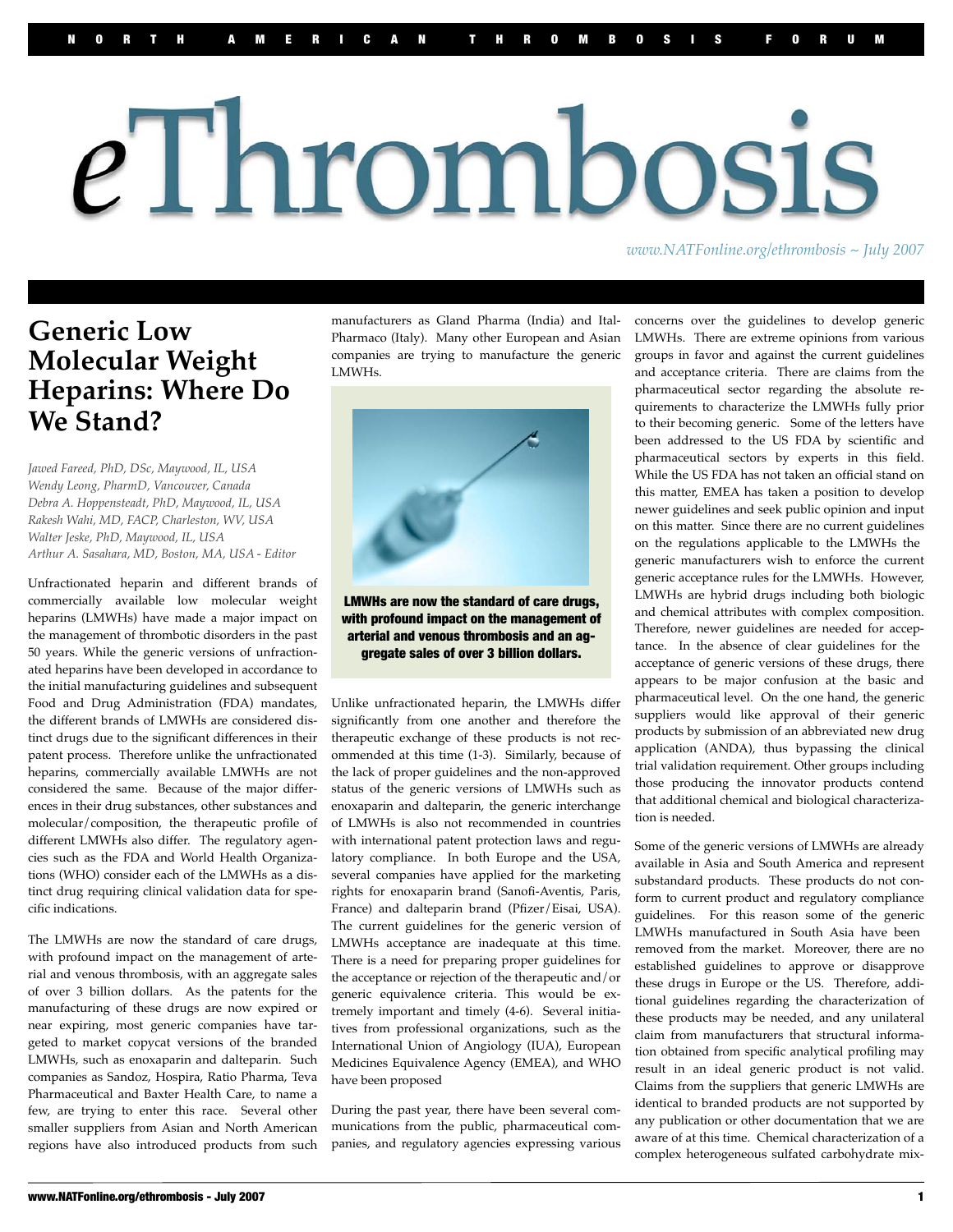# Generic Low Molecular Weight Heparins: Where Do We Stand?

*Jawed Fareed, PhD, DSc, Maywood, IL, USA*
*Wendy Leong, PharmD, Vancouver, Canada*
*Debra A. Hoppenstead, PhD, Maywood, IL, USA*
*Rakesh Wahi, MD, FACP, Charleston, WV, USA*
*Walter Jeske, PhD, Maywood, IL, USA*
*Arthur A. Sasahara, MD, Boston, MA, USA - Editor*

Unfractionated heparin and different brands of commercially available low molecular weight heparins (LMWHs) have made a major impact on the management of thrombotic disorders in the past 50 years. While the generic versions of unfractionated heparins have been developed in accordance to the initial manufacturing guidelines and subsequent Food and Drug Administration (FDA) mandates, the different brands of LMWHs are considered distinct drugs due to the significant differences in their patent process. Therefore unlike the unfractionated heparins, commercially available LMWHs are not considered the same. Because of the major differences in their drug substances, other substances and molecular/composition, the therapeutic profile of different LMWHs also differ. The regulatory agencies such as the FDA and World Health Organizations (WHO) consider each of the LMWHs as a distinct drug requiring clinical validation data for specific indications.

The LMWHs are now the standard of care drugs, with profound impact on the management of arterial and venous thrombosis, with an aggregate sales of over 3 billion dollars. As the patents for the manufacturing of these drugs are now expired or near expiring, most generic companies have targeted to market copycat versions of the branded LMWHs, such as enoxaparin and dalteparin. Such companies as Sandoz, Hospira, Ratio Pharma, Teva Pharmaceutical and Baxter Health Care, to name a few, are trying to enter this race. Several other smaller suppliers from Asian and North American regions have also introduced products from such manufacturers as Gland Pharma (India) and Ital-Pharmaco (Italy). Many other European and Asian companies are trying to manufacture the generic LMWHs.

**LMWHs are now the standard of care drugs, with profound impact on the management of arterial and venous thrombosis and an aggregate sales of over 3 billion dollars.**

Unlike unfractionated heparin, the LMWHs differ significantly from one another and therefore the therapeutic exchange of these products is not recommended at this time (1-3). Similarly, because of the lack of proper guidelines and the non-approved status of the generic versions of LMWHs such as enoxaparin and dalteparin, the generic interchange of LMWHs is also not recommended in countries with international patent protection laws and regulatory compliance. In both Europe and the USA, several companies have applied for the marketing rights for enoxaparin brand (Sanofi-Aventis, Paris, France) and dalteparin brand (Pfizer/Eisai, USA). The current guidelines for the generic version of LMWHs acceptance are inadequate at this time. There is a need for preparing proper guidelines for the acceptance or rejection of the therapeutic and/or generic equivalence criteria. This would be extremely important and timely (4-6). Several initiatives from professional organizations, such as the International Union of Angiology (IUA), European Medicines Equivalence Agency (EMEA), and WHO have been proposed

During the past year, there have been several communications from the public, pharmaceutical companies, and regulatory agencies expressing various concerns over the guidelines to develop generic LMWHs. There are extreme opinions from various groups in favor and against the current guidelines and acceptance criteria. There are claims from the pharmaceutical sector regarding the absolute requirements to characterize the LMWHs fully prior to their becoming generic. Some of the letters have been addressed to the US FDA by scientific and pharmaceutical sectors by experts in this field. While the US FDA has not taken an official stand on this matter, EMEA has taken a position to develop newer guidelines and seek public opinion and input on this matter. Since there are no current guidelines on the regulations applicable to the LMWHs the generic manufacturers wish to enforce the current generic acceptance rules for the LMWHs. However, LMWHs are hybrid drugs including both biologic and chemical attributes with complex composition. Therefore, newer guidelines are needed for acceptance. In the absence of clear guidelines for the acceptance of generic versions of these drugs, there appears to be major confusion at the basic and pharmaceutical level. On the one hand, the generic suppliers would like approval of their generic products by submission of an abbreviated new drug application (ANDA), thus bypassing the clinical trial validation requirement. Other groups including those producing the innovator products contend that additional chemical and biological characterization is needed.

Some of the generic versions of LMWHs are already available in Asia and South America and represent substandard products. These products do not conform to current product and regulatory compliance guidelines. For this reason some of the generic LMWHs manufactured in South Asia have been removed from the market. Moreover, there are no established guidelines to approve or disapprove these drugs in Europe or the US. Therefore, additional guidelines regarding the characterization of these products may be needed, and any unilateral claim from manufacturers that structural information obtained from specific analytical profiling may result in an ideal generic product is not valid. Claims from the suppliers that generic LMWHs are identical to branded products are not supported by any publication or other documentation that we are aware of at this time. Chemical characterization of a complex heterogeneous sulfated carbohydrate mix-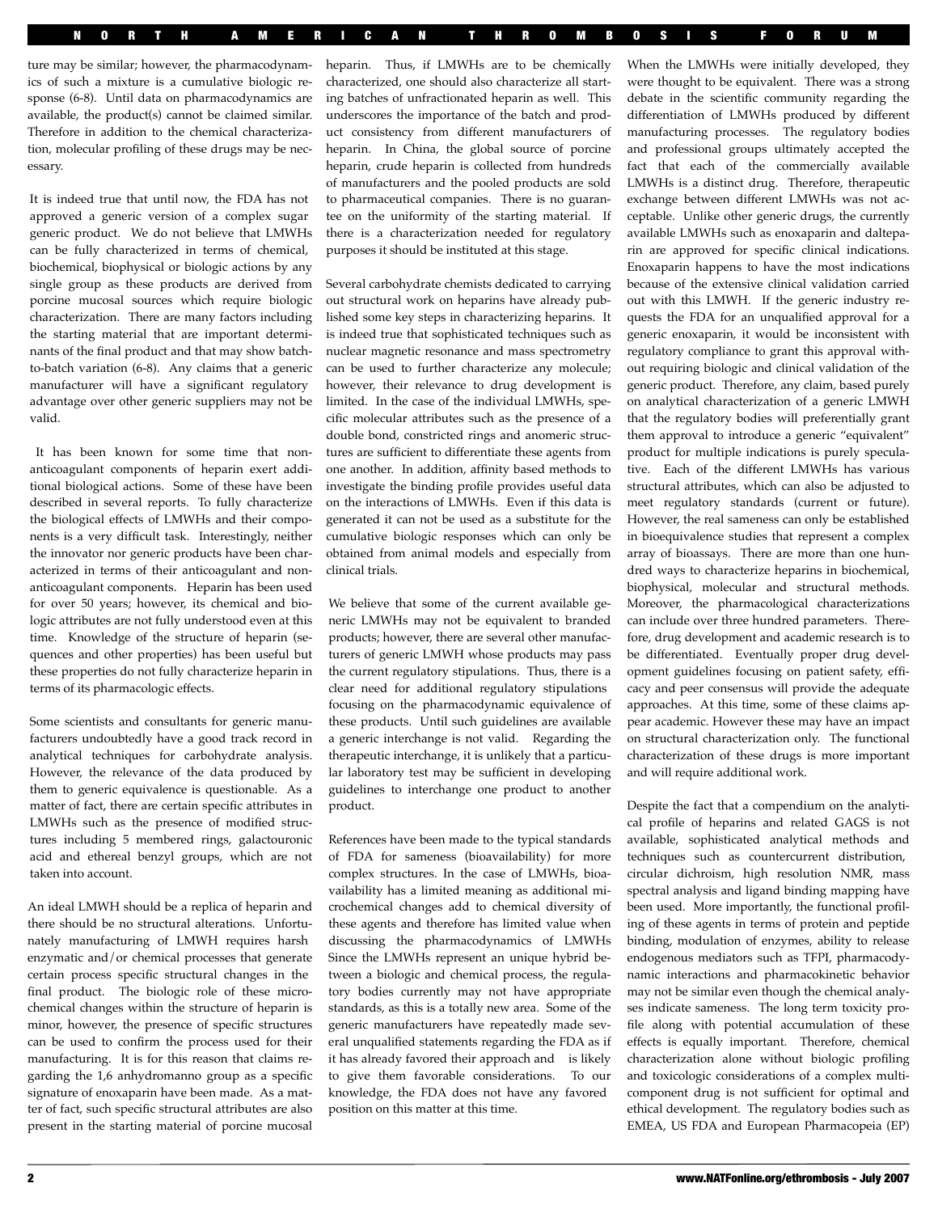ture may be similar; however, the pharmacodynamics of such a mixture is a cumulative biologic response (6-8). Until data on pharmacodynamics are available, the product(s) cannot be claimed similar. Therefore in addition to the chemical characterization, molecular profiling of these drugs may be necessary.

It is indeed true that until now, the FDA has not approved a generic version of a complex sugar generic product. We do not believe that LMWHs can be fully characterized in terms of chemical, biochemical, biophysical or biologic actions by any single group as these products are derived from porcine mucosal sources which require biologic characterization. There are many factors including the starting material that are important determinants of the final product and that may show batch-to-batch variation (6-8). Any claims that a generic manufacturer will have a significant regulatory advantage over other generic suppliers may not be valid.

It has been known for some time that non-anticoagulant components of heparin exert additional biological actions. Some of these have been described in several reports. To fully characterize the biological effects of LMWHs and their components is a very difficult task. Interestingly, neither the innovator nor generic products have been characterized in terms of their anticoagulant and non-anticoagulant components. Heparin has been used for over 50 years; however, its chemical and biologic attributes are not fully understood even at this time. Knowledge of the structure of heparin (sequences and other properties) has been useful but these properties do not fully characterize heparin in terms of its pharmacologic effects.

Some scientists and consultants for generic manufacturers undoubtedly have a good track record in analytical techniques for carbohydrate analysis. However, the relevance of the data produced by them to generic equivalence is questionable. As a matter of fact, there are certain specific attributes in LMWHs such as the presence of modified structures including 5 membered rings, galactouronic acid and ethereal benzyl groups, which are not taken into account.

An ideal LMWH should be a replica of heparin and there should be no structural alterations. Unfortunately manufacturing of LMWH requires harsh enzymatic and/or chemical processes that generate certain process specific structural changes in the final product. The biologic role of these microchemical changes within the structure of heparin is minor, however, the presence of specific structures can be used to confirm the process used for their manufacturing. It is for this reason that claims regarding the 1,6 anhydromanno group as a specific signature of enoxaparin have been made. As a matter of fact, such specific structural attributes are also present in the starting material of porcine mucosal heparin. Thus, if LMWHs are to be chemically characterized, one should also characterize all starting batches of unfractionated heparin as well. This underscores the importance of the batch and product consistency from different manufacturers of heparin. In China, the global source of porcine heparin, crude heparin is collected from hundreds of manufacturers and the pooled products are sold to pharmaceutical companies. There is no guarantee on the uniformity of the starting material. If there is a characterization needed for regulatory purposes it should be instituted at this stage.

Several carbohydrate chemists dedicated to carrying out structural work on heparins have already published some key steps in characterizing heparins. It is indeed true that sophisticated techniques such as nuclear magnetic resonance and mass spectrometry can be used to further characterize any molecule; however, their relevance to drug development is limited. In the case of the individual LMWHs, specific molecular attributes such as the presence of a double bond, constricted rings and anomeric structures are sufficient to differentiate these agents from one another. In addition, affinity based methods to investigate the binding profile provides useful data on the interactions of LMWHs. Even if this data is generated it can not be used as a substitute for the cumulative biologic responses which can only be obtained from animal models and especially from clinical trials.

We believe that some of the current available generic LMWHs may not be equivalent to branded products; however, there are several other manufacturers of generic LMWH whose products may pass the current regulatory stipulations. Thus, there is a clear need for additional regulatory stipulations focusing on the pharmacodynamic equivalence of these products. Until such guidelines are available a generic interchange is not valid. Regarding the therapeutic interchange, it is unlikely that a particular laboratory test may be sufficient in developing guidelines to interchange one product to another product.

References have been made to the typical standards of FDA for sameness (bioavailability) for more complex structures. In the case of LMWHs, bioavailability has a limited meaning as additional microchemical changes add to chemical diversity of these agents and therefore has limited value when discussing the pharmacodynamics of LMWHs Since the LMWHs represent an unique hybrid between a biologic and chemical process, the regulatory bodies currently may not have appropriate standards, as this is a totally new area. Some of the generic manufacturers have repeatedly made several unqualified statements regarding the FDA as if it has already favored their approach and is likely to give them favorable considerations. To our knowledge, the FDA does not have any favored position on this matter at this time.

When the LMWHs were initially developed, they were thought to be equivalent. There was a strong debate in the scientific community regarding the differentiation of LMWHs produced by different manufacturing processes. The regulatory bodies and professional groups ultimately accepted the fact that each of the commercially available LMWHs is a distinct drug. Therefore, therapeutic exchange between different LMWHs was not acceptable. Unlike other generic drugs, the currently available LMWHs such as enoxaparin and dalteparin are approved for specific clinical indications. Enoxaparin happens to have the most indications because of the extensive clinical validation carried out with this LMWH. If the generic industry requests the FDA for an unqualified approval for a generic enoxaparin, it would be inconsistent with regulatory compliance to grant this approval without requiring biologic and clinical validation of the generic product. Therefore, any claim, based purely on analytical characterization of a generic LMWH that the regulatory bodies will preferentially grant them approval to introduce a generic "equivalent" product for multiple indications is purely speculative. Each of the different LMWHs has various structural attributes, which can also be adjusted to meet regulatory standards (current or future). However, the real sameness can only be established in bioequivalence studies that represent a complex array of bioassays. There are more than one hundred ways to characterize heparins in biochemical, biophysical, molecular and structural methods. Moreover, the pharmacological characterizations can include over three hundred parameters. Therefore, drug development and academic research is to be differentiated. Eventually proper drug development guidelines focusing on patient safety, efficacy and peer consensus will provide the adequate approaches. At this time, some of these claims appear academic. However these may have an impact on structural characterization only. The functional characterization of these drugs is more important and will require additional work.

Despite the fact that a compendium on the analytical profile of heparins and related GAGS is not available, sophisticated analytical methods and techniques such as countercurrent distribution, circular dichroism, high resolution NMR, mass spectral analysis and ligand binding mapping have been used. More importantly, the functional profiling of these agents in terms of protein and peptide binding, modulation of enzymes, ability to release endogenous mediators such as TFPI, pharmacodynamic interactions and pharmacokinetic behavior may not be similar even though the chemical analyses indicate sameness. The long term toxicity profile along with potential accumulation of these effects is equally important. Therefore, chemical characterization alone without biologic profiling and toxicologic considerations of a complex multicomponent drug is not sufficient for optimal and ethical development. The regulatory bodies such as EMEA, US FDA and European Pharmacopeia (EP)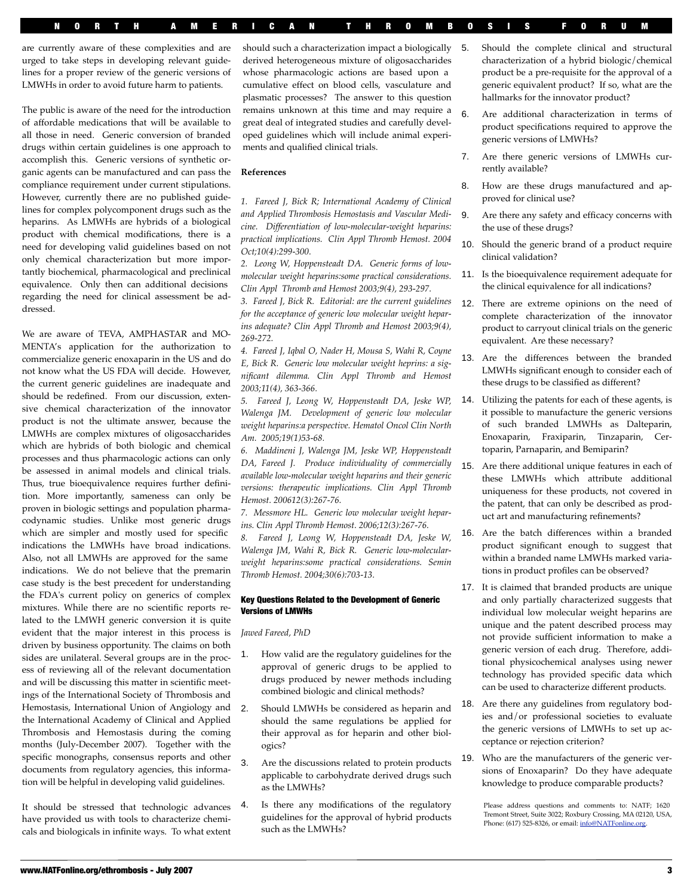are currently aware of these complexities and are urged to take steps in developing relevant guidelines for a proper review of the generic versions of LMWHs in order to avoid future harm to patients.

The public is aware of the need for the introduction of affordable medications that will be available to all those in need. Generic conversion of branded drugs within certain guidelines is one approach to accomplish this. Generic versions of synthetic organic agents can be manufactured and can pass the compliance requirement under current stipulations. However, currently there are no published guidelines for complex polycomponent drugs such as the heparins. As LMWHs are hybrids of a biological product with chemical modifications, there is a need for developing valid guidelines based on not only chemical characterization but more importantly biochemical, pharmacological and preclinical equivalence. Only then can additional decisions regarding the need for clinical assessment be addressed.

We are aware of TEVA, AMPHASTAR and MOMENTA's application for the authorization to commercialize generic enoxaparin in the US and do not know what the US FDA will decide. However, the current generic guidelines are inadequate and should be redefined. From our discussion, extensive chemical characterization of the innovator product is not the ultimate answer, because the LMWHs are complex mixtures of oligosaccharides which are hybrids of both biologic and chemical processes and thus pharmacologic actions can only be assessed in animal models and clinical trials. Thus, true bioequivalence requires further definition. More importantly, sameness can only be proven in biologic settings and population pharmacodynamic studies. Unlike most generic drugs which are simpler and mostly used for specific indications the LMWHs have broad indications. Also, not all LMWHs are approved for the same indications. We do not believe that the premarin case study is the best precedent for understanding the FDA's current policy on generics of complex mixtures. While there are no scientific reports related to the LMWH generic conversion it is quite evident that the major interest in this process is driven by business opportunity. The claims on both sides are unilateral. Several groups are in the process of reviewing all of the relevant documentation and will be discussing this matter in scientific meetings of the International Society of Thrombosis and Hemostasis, International Union of Angiology and the International Academy of Clinical and Applied Thrombosis and Hemostasis during the coming months (July-December 2007). Together with the specific monographs, consensus reports and other documents from regulatory agencies, this information will be helpful in developing valid guidelines.

It should be stressed that technologic advances have provided us with tools to characterize chemicals and biologicals in infinite ways. To what extent should such a characterization impact a biologically derived heterogeneous mixture of oligosaccharides whose pharmacologic actions are based upon a cumulative effect on blood cells, vasculature and plasmatic processes? The answer to this question remains unknown at this time and may require a great deal of integrated studies and carefully developed guidelines which will include animal experiments and qualified clinical trials.

### References

*1. Fareed J, Bick R; International Academy of Clinical and Applied Thrombosis Hemostasis and Vascular Medicine. Differentiation of low-molecular-weight heparins: practical implications. Clin Appl Thromb Hemost. 2004 Oct;10(4):299-300.*

*2. Leong W, Hoppensteadt DA. Generic forms of low-molecular weight heparins:some practical considerations. Clin Appl Thromb and Hemost 2003;9(4), 293-297.*

*3. Fareed J, Bick R. Editorial: are the current guidelines for the acceptance of generic low molecular weight heparins adequate? Clin Appl Thromb and Hemost 2003;9(4), 269-272.*

*4. Fareed J, Iqbal O, Nader H, Mousa S, Wahi R, Coyne E, Bick R. Generic low molecular weight heprins: a significant dilemma. Clin Appl Thromb and Hemost 2003;11(4), 363-366.*

*5. Fareed J, Leong W, Hoppensteadt DA, Jeske WP, Walenga JM. Development of generic low molecular weight heparins:a perspective. Hematol Oncol Clin North Am. 2005;19(1)53-68.*

*6. Maddineni J, Walenga JM, Jeske WP, Hoppensteadt DA, Fareed J. Produce individuality of commercially available low-molecular weight heparins and their generic versions: therapeutic implications. Clin Appl Thromb Hemost. 200612(3):267-76.*

*7. Messmore HL. Generic low molecular weight heparins. Clin Appl Thromb Hemost. 2006;12(3):267-76.*

*8. Fareed J, Leong W, Hoppensteadt D, Jeske W, Walenga JM, Wahi R, Bick R. Generic low-molecular-weight heparins:some practical considerations. Semin Thromb Hemost. 2004;30(6):703-13.*

### Key Questions Related to the Development of Generic Versions of LMWHs

*Jawed Fareed, PhD*

1. How valid are the regulatory guidelines for the approval of generic drugs to be applied to drugs produced by newer methods including combined biologic and clinical methods?
2. Should LMWHs be considered as heparin and should the same regulations be applied for their approval as for heparin and other biologics?
3. Are the discussions related to protein products applicable to carbohydrate derived drugs such as the LMWHs?
4. Is there any modifications of the regulatory guidelines for the approval of hybrid products such as the LMWHs?
5. Should the complete clinical and structural characterization of a hybrid biologic/chemical product be a pre-requisite for the approval of a generic equivalent product? If so, what are the hallmarks for the innovator product?
6. Are additional characterization in terms of product specifications required to approve the generic versions of LMWHs?
7. Are there generic versions of LMWHs currently available?
8. How are these drugs manufactured and approved for clinical use?
9. Are there any safety and efficacy concerns with the use of these drugs?
10. Should the generic brand of a product require clinical validation?
11. Is the bioequivalence requirement adequate for the clinical equivalence for all indications?
12. There are extreme opinions on the need of complete characterization of the innovator product to carryout clinical trials on the generic equivalent. Are these necessary?
13. Are the differences between the branded LMWHs significant enough to consider each of these drugs to be classified as different?
14. Utilizing the patents for each of these agents, is it possible to manufacture the generic versions of such branded LMWHs as Dalteparin, Enoxaparin, Fraxiparin, Tinzaparin, Certoparin, Parnaparin, and Bemiparin?
15. Are there additional unique features in each of these LMWHs which attribute additional uniqueness for these products, not covered in the patent, that can only be described as product art and manufacturing refinements?
16. Are the batch differences within a branded product significant enough to suggest that within a branded name LMWHs marked variations in product profiles can be observed?
17. It is claimed that branded products are unique and only partially characterized suggests that individual low molecular weight heparins are unique and the patent described process may not provide sufficient information to make a generic version of each drug. Therefore, additional physicochemical analyses using newer technology has provided specific data which can be used to characterize different products.
18. Are there any guidelines from regulatory bodies and/or professional societies to evaluate the generic versions of LMWHs to set up acceptance or rejection criterion?
19. Who are the manufacturers of the generic versions of Enoxaparin? Do they have adequate knowledge to produce comparable products?

Please address questions and comments to: NATF; 1620 Tremont Street, Suite 3022; Roxbury Crossing, MA 02120, USA, Phone: (617) 525-8326, or email: info@NATFonline.org.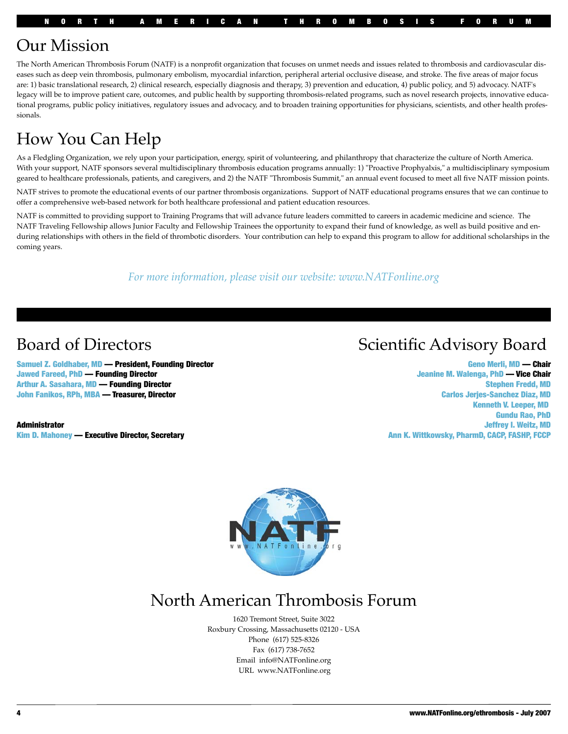# Our Mission

The North American Thrombosis Forum (NATF) is a nonprofit organization that focuses on unmet needs and issues related to thrombosis and cardiovascular diseases such as deep vein thrombosis, pulmonary embolism, myocardial infarction, peripheral arterial occlusive disease, and stroke. The five areas of major focus are: 1) basic translational research, 2) clinical research, especially diagnosis and therapy, 3) prevention and education, 4) public policy, and 5) advocacy. NATF's legacy will be to improve patient care, outcomes, and public health by supporting thrombosis-related programs, such as novel research projects, innovative educational programs, public policy initiatives, regulatory issues and advocacy, and to broaden training opportunities for physicians, scientists, and other health professionals.

# How You Can Help

As a Fledgling Organization, we rely upon your participation, energy, spirit of volunteering, and philanthropy that characterize the culture of North America. With your support, NATF sponsors several multidisciplinary thrombosis education programs annually: 1) "Proactive Prophyalxis," a multidisciplinary symposium geared to healthcare professionals, patients, and caregivers, and 2) the NATF "Thrombosis Summit," an annual event focused to meet all five NATF mission points.

NATF strives to promote the educational events of our partner thrombosis organizations. Support of NATF educational programs ensures that we can continue to offer a comprehensive web-based network for both healthcare professional and patient education resources.

NATF is committed to providing support to Training Programs that will advance future leaders committed to careers in academic medicine and science. The NATF Traveling Fellowship allows Junior Faculty and Fellowship Trainees the opportunity to expand their fund of knowledge, as well as build positive and enduring relationships with others in the field of thrombotic disorders. Your contribution can help to expand this program to allow for additional scholarships in the coming years.

*For more information, please visit our website: www.NATFonline.org*

# Board of Directors

**Samuel Z. Goldhaber, MD — President, Founding Director**
**Jawed Fareed, PhD — Founding Director**
**Arthur A. Sasahara, MD — Founding Director**
**John Fanikos, RPh, MBA — Treasurer, Director**

**Administrator**
**Kim D. Mahoney — Executive Director, Secretary**

# Scientific Advisory Board

**Geno Merli, MD — Chair**
**Jeanine M. Walenga, PhD — Vice Chair**
**Stephen Fredd, MD**
**Carlos Jerjes-Sanchez Diaz, MD**
**Kenneth V. Leeper, MD**
**Gundu Rao, PhD**
**Jeffrey I. Weitz, MD**
**Ann K. Wittkowsky, PharmD, CACP, FASHP, FCCP**

NATF
www.NATFonline.org

# North American Thrombosis Forum

1620 Tremont Street, Suite 3022
Roxbury Crossing, Massachusetts 02120 - USA
Phone (617) 525-8326
Fax (617) 738-7652
Email info@NATFonline.org
URL www.NATFonline.org